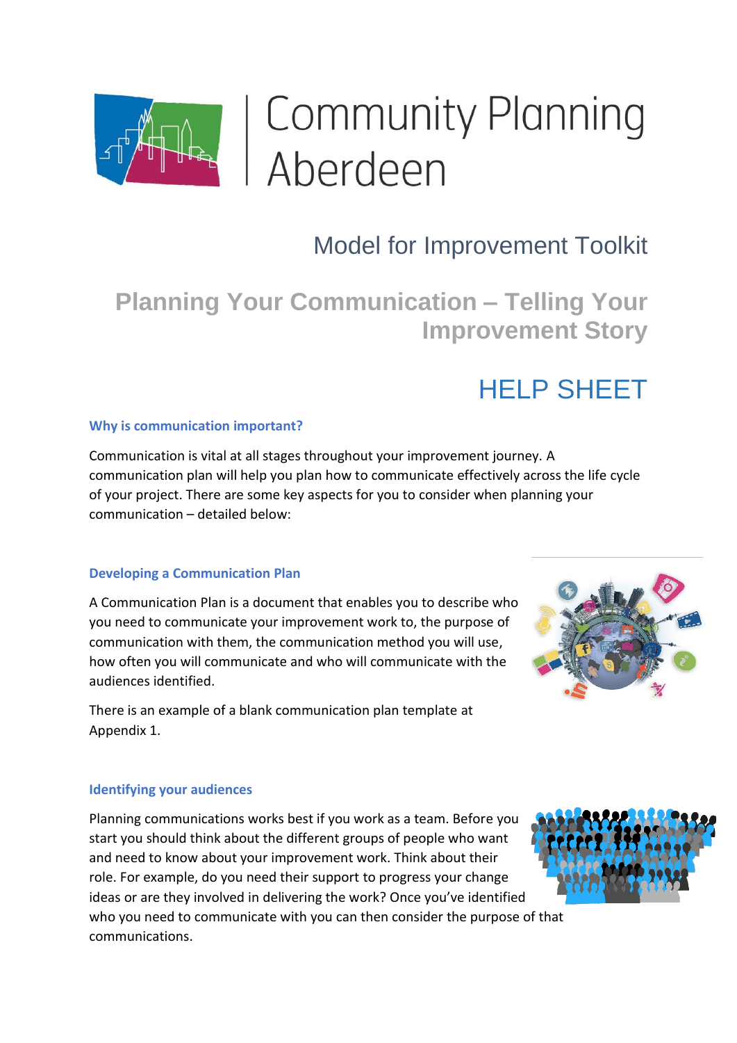Community Planning Aberdeen

# Model for Improvement Toolkit

## Planning Your Communication – Telling Your Improvement Story

## HELP SHEET

### Why is communication important?

Communication is vital at all stages throughout your improvement journey. A communication plan will help you plan how to communicate effectively across the life cycle of your project. There are some key aspects for you to consider when planning your communication – detailed below:

### Developing a Communication Plan

A Communication Plan is a document that enables you to describe who you need to communicate your improvement work to, the purpose of communication with them, the communication method you will use, how often you will communicate and who will communicate with the audiences identified.

There is an example of a blank communication plan template at Appendix 1.

### Identifying your audiences

Planning communications works best if you work as a team. Before you start you should think about the different groups of people who want and need to know about your improvement work. Think about their role. For example, do you need their support to progress your change ideas or are they involved in delivering the work? Once you've identified who you need to communicate with you can then consider the purpose of that communications.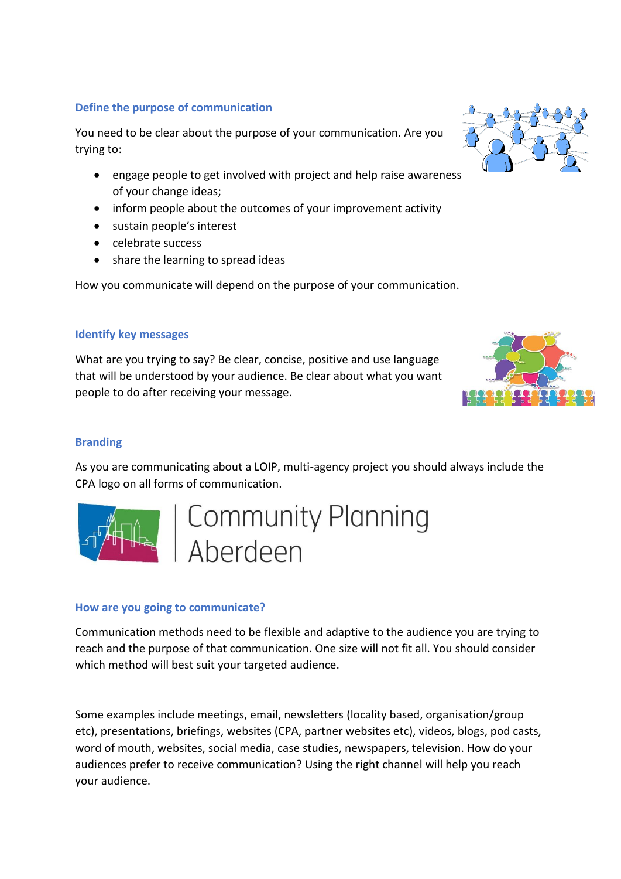### Define the purpose of communication

You need to be clear about the purpose of your communication. Are you trying to:

- engage people to get involved with project and help raise awareness of your change ideas;
- inform people about the outcomes of your improvement activity
- sustain people's interest
- celebrate success
- share the learning to spread ideas

How you communicate will depend on the purpose of your communication.

### Identify key messages

What are you trying to say? Be clear, concise, positive and use language that will be understood by your audience. Be clear about what you want people to do after receiving your message.

### Branding

As you are communicating about a LOIP, multi-agency project you should always include the CPA logo on all forms of communication.

Community Planning Aberdeen

### How are you going to communicate?

Communication methods need to be flexible and adaptive to the audience you are trying to reach and the purpose of that communication. One size will not fit all. You should consider which method will best suit your targeted audience.

Some examples include meetings, email, newsletters (locality based, organisation/group etc), presentations, briefings, websites (CPA, partner websites etc), videos, blogs, pod casts, word of mouth, websites, social media, case studies, newspapers, television. How do your audiences prefer to receive communication? Using the right channel will help you reach your audience.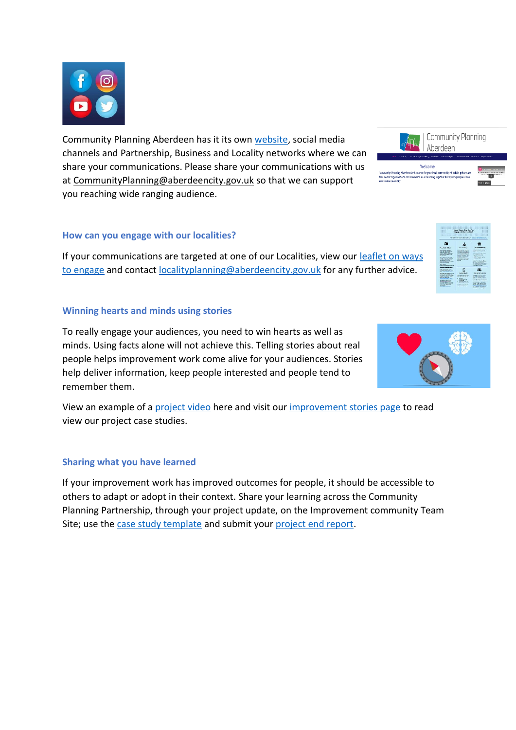Community Planning Aberdeen has it its own website, social media channels and Partnership, Business and Locality networks where we can share your communications. Please share your communications with us at CommunityPlanning@aberdeencity.gov.uk so that we can support you reaching wide ranging audience.

### How can you engage with our localities?

If your communications are targeted at one of our Localities, view our leaflet on ways to engage and contact localityplanning@aberdeencity.gov.uk for any further advice.

### Winning hearts and minds using stories

To really engage your audiences, you need to win hearts as well as minds. Using facts alone will not achieve this. Telling stories about real people helps improvement work come alive for your audiences. Stories help deliver information, keep people interested and people tend to remember them.

View an example of a project video here and visit our improvement stories page to read view our project case studies.

### Sharing what you have learned

If your improvement work has improved outcomes for people, it should be accessible to others to adapt or adopt in their context. Share your learning across the Community Planning Partnership, through your project update, on the Improvement community Team Site; use the case study template and submit your project end report.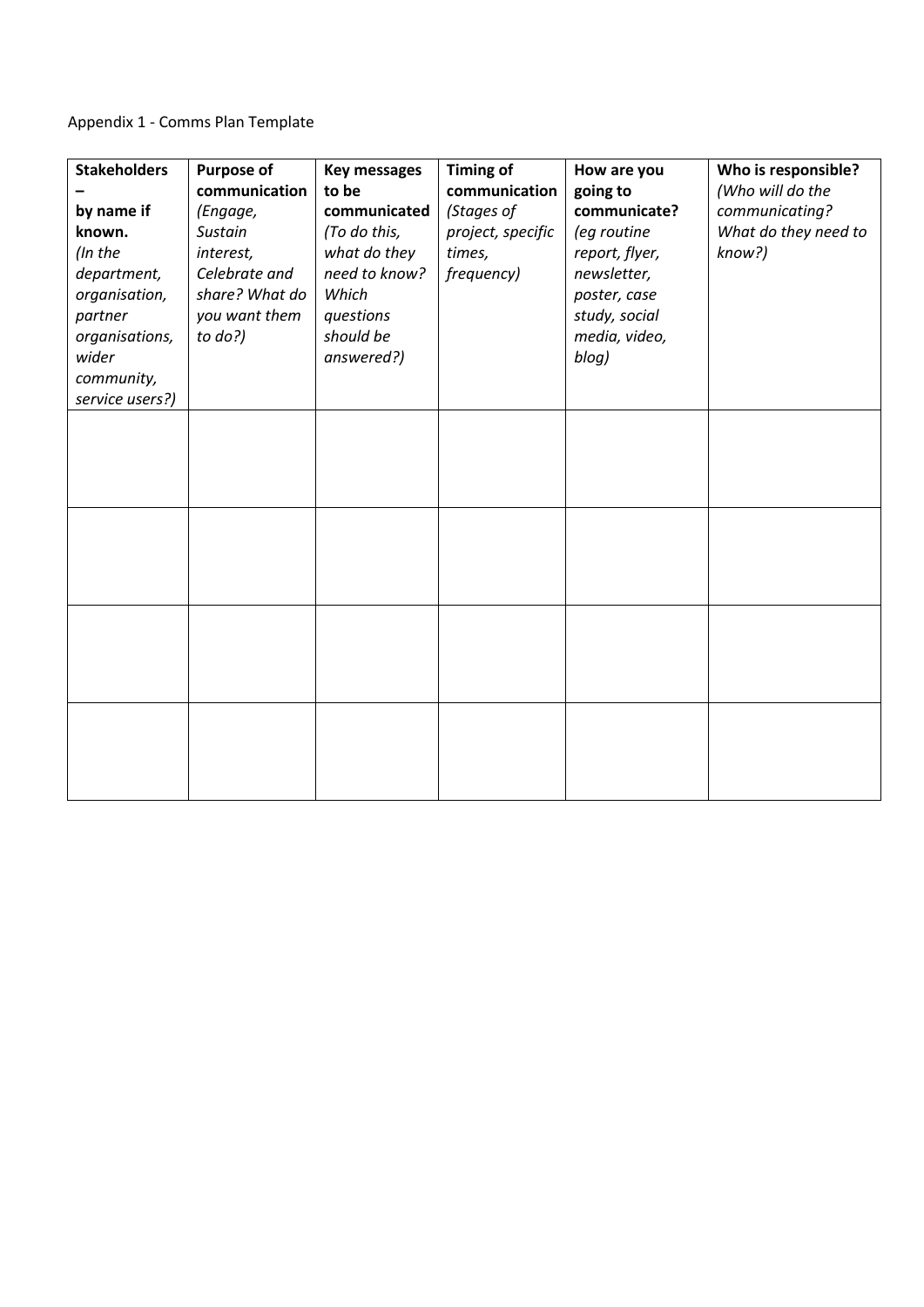Appendix 1 - Comms Plan Template

| **Stakeholders – by name if known.** *(In the department, organisation, partner organisations, wider community, service users?)* | **Purpose of communication** *(Engage, Sustain interest, Celebrate and share? What do you want them to do?)* | **Key messages to be communicated** *(To do this, what do they need to know? Which questions should be answered?)* | **Timing of communication** *(Stages of project, specific times, frequency)* | **How are you going to communicate?** *(eg routine report, flyer, newsletter, poster, case study, social media, video, blog)* | **Who is responsible?** *(Who will do the communicating? What do they need to know?)* |
|---|---|---|---|---|---|
| | | | | | |
| | | | | | |
| | | | | | |
| | | | | | |